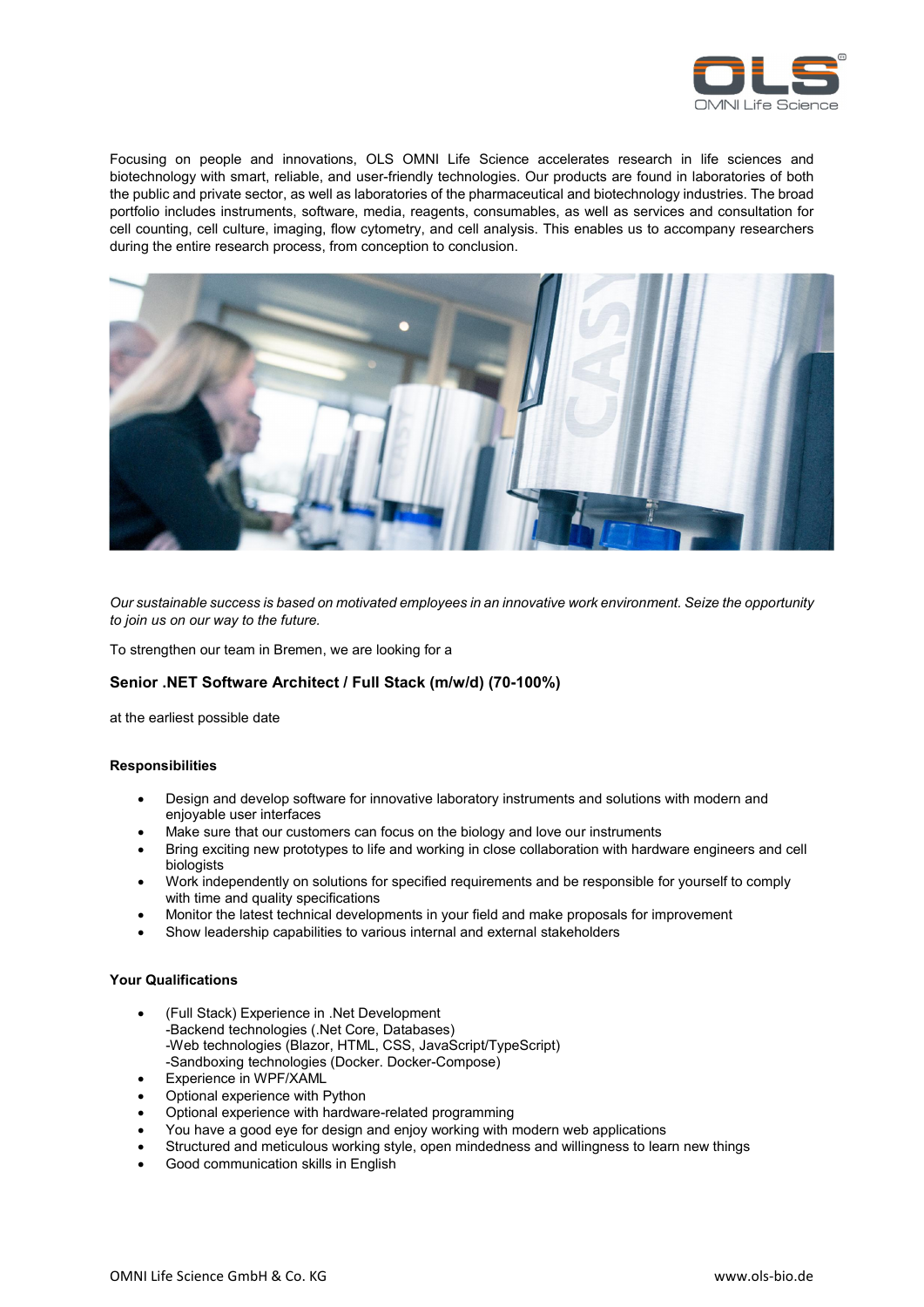Focusing on people and innovations, OLS OMNI Life Science accelerates research in life sciences and biotechnology with smart, reliable, and user-friendly technologies. Our products are found in laboratories of both the public and private sector, as well as laboratories of the pharmaceutical and biotechnology industries. The broad portfolio includes instruments, software, media, reagents, consumables, as well as services and consultation for cell counting, cell culture, imaging, flow cytometry, and cell analysis. This enables us to accompany researchers during the entire research process, from conception to conclusion.

*Our sustainable success is based on motivated employees in an innovative work environment. Seize the opportunity to join us on our way to the future.*

To strengthen our team in Bremen, we are looking for a

## Senior .NET Software Architect / Full Stack (m/w/d) (70-100%)

at the earliest possible date

#### Responsibilities

- Design and develop software for innovative laboratory instruments and solutions with modern and enjoyable user interfaces
- Make sure that our customers can focus on the biology and love our instruments
- Bring exciting new prototypes to life and working in close collaboration with hardware engineers and cell biologists
- Work independently on solutions for specified requirements and be responsible for yourself to comply with time and quality specifications
- Monitor the latest technical developments in your field and make proposals for improvement
- Show leadership capabilities to various internal and external stakeholders

#### Your Qualifications

- (Full Stack) Experience in .Net Development
  -Backend technologies (.Net Core, Databases)
  -Web technologies (Blazor, HTML, CSS, JavaScript/TypeScript)
  -Sandboxing technologies (Docker. Docker-Compose)
- Experience in WPF/XAML
- Optional experience with Python
- Optional experience with hardware-related programming
- You have a good eye for design and enjoy working with modern web applications
- Structured and meticulous working style, open mindedness and willingness to learn new things
- Good communication skills in English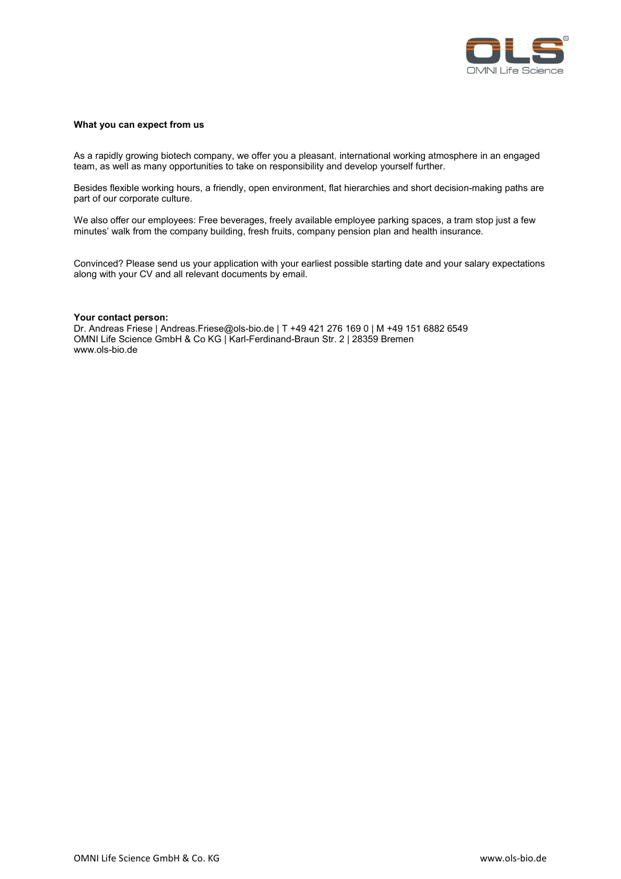**What you can expect from us**

As a rapidly growing biotech company, we offer you a pleasant, international working atmosphere in an engaged team, as well as many opportunities to take on responsibility and develop yourself further.

Besides flexible working hours, a friendly, open environment, flat hierarchies and short decision-making paths are part of our corporate culture.

We also offer our employees: Free beverages, freely available employee parking spaces, a tram stop just a few minutes' walk from the company building, fresh fruits, company pension plan and health insurance.

Convinced? Please send us your application with your earliest possible starting date and your salary expectations along with your CV and all relevant documents by email.

**Your contact person:**
Dr. Andreas Friese | Andreas.Friese@ols-bio.de | T +49 421 276 169 0 | M +49 151 6882 6549
OMNI Life Science GmbH & Co KG | Karl-Ferdinand-Braun Str. 2 | 28359 Bremen
www.ols-bio.de